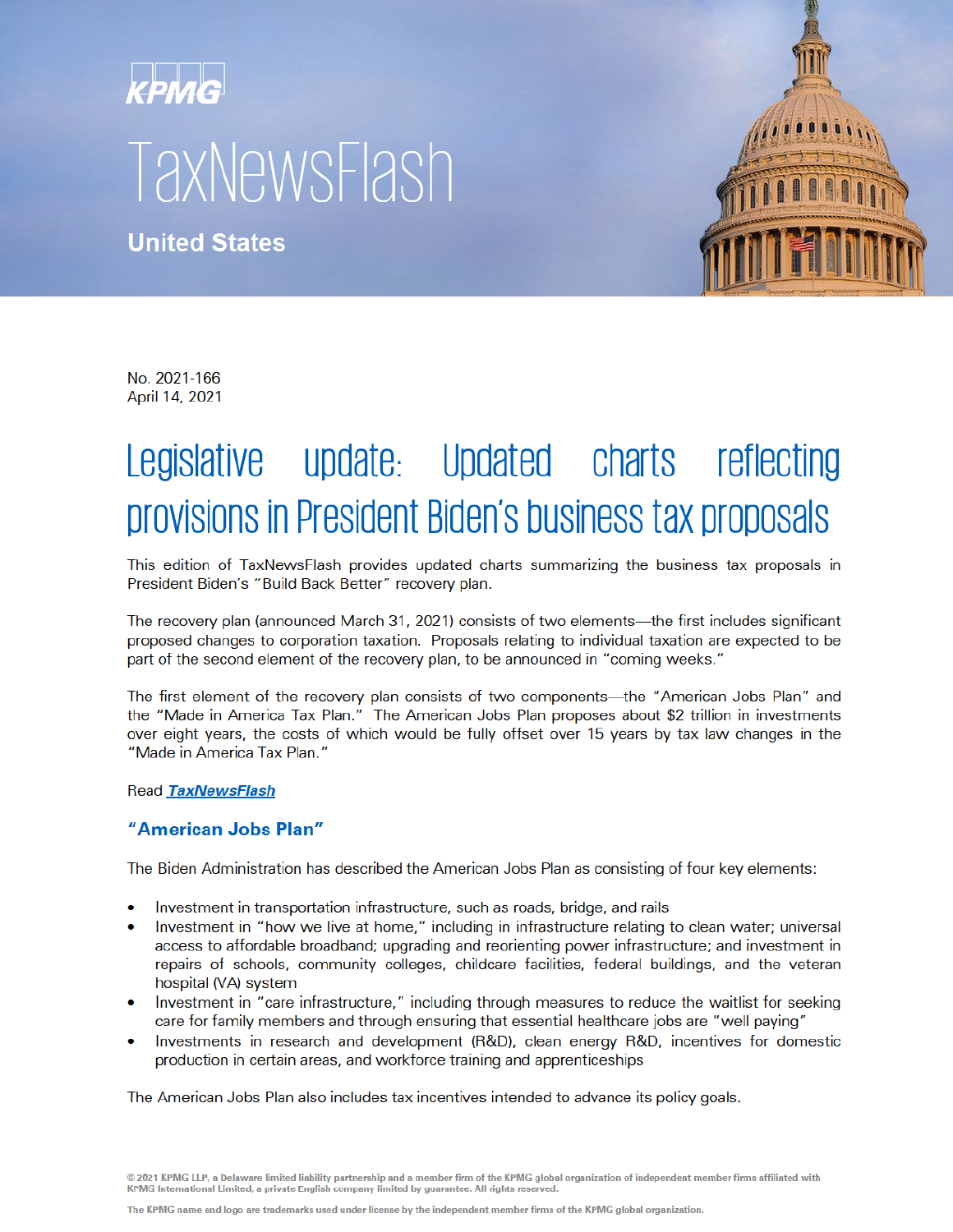# TaxNewsFlash

## United States

No. 2021-166
April 14, 2021

# Legislative update: Updated charts reflecting provisions in President Biden's business tax proposals

This edition of TaxNewsFlash provides updated charts summarizing the business tax proposals in President Biden's "Build Back Better" recovery plan.

The recovery plan (announced March 31, 2021) consists of two elements—the first includes significant proposed changes to corporation taxation. Proposals relating to individual taxation are expected to be part of the second element of the recovery plan, to be announced in "coming weeks."

The first element of the recovery plan consists of two components—the "American Jobs Plan" and the "Made in America Tax Plan." The American Jobs Plan proposes about $2 trillion in investments over eight years, the costs of which would be fully offset over 15 years by tax law changes in the "Made in America Tax Plan."

Read ***TaxNewsFlash***

### "American Jobs Plan"

The Biden Administration has described the American Jobs Plan as consisting of four key elements:

- Investment in transportation infrastructure, such as roads, bridge, and rails
- Investment in "how we live at home," including in infrastructure relating to clean water; universal access to affordable broadband; upgrading and reorienting power infrastructure; and investment in repairs of schools, community colleges, childcare facilities, federal buildings, and the veteran hospital (VA) system
- Investment in "care infrastructure," including through measures to reduce the waitlist for seeking care for family members and through ensuring that essential healthcare jobs are "well paying"
- Investments in research and development (R&D), clean energy R&D, incentives for domestic production in certain areas, and workforce training and apprenticeships

The American Jobs Plan also includes tax incentives intended to advance its policy goals.

© 2021 KPMG LLP, a Delaware limited liability partnership and a member firm of the KPMG global organization of independent member firms affiliated with KPMG International Limited, a private English company limited by guarantee. All rights reserved.

The KPMG name and logo are trademarks used under license by the independent member firms of the KPMG global organization.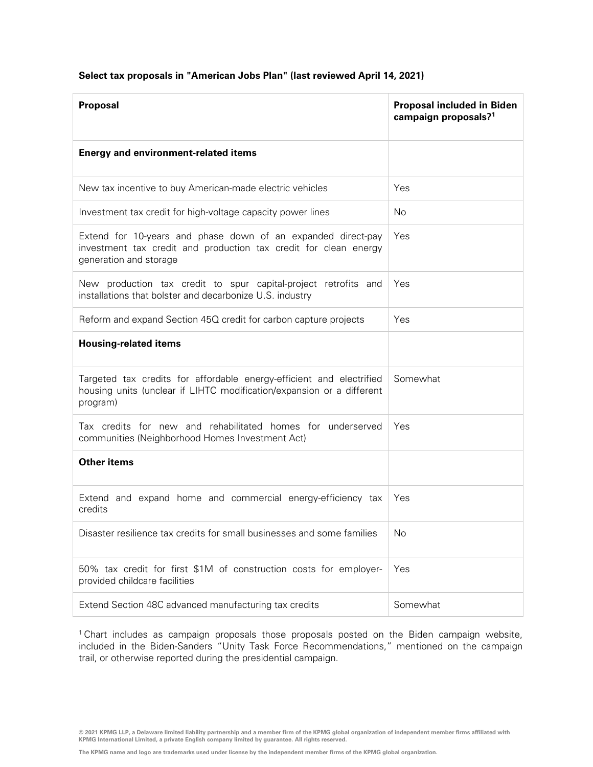**Select tax proposals in "American Jobs Plan" (last reviewed April 14, 2021)**

| Proposal | Proposal included in Biden campaign proposals?[1] |
|---|---|
| **Energy and environment-related items** | |
| New tax incentive to buy American-made electric vehicles | Yes |
| Investment tax credit for high-voltage capacity power lines | No |
| Extend for 10-years and phase down of an expanded direct-pay investment tax credit and production tax credit for clean energy generation and storage | Yes |
| New production tax credit to spur capital-project retrofits and installations that bolster and decarbonize U.S. industry | Yes |
| Reform and expand Section 45Q credit for carbon capture projects | Yes |
| **Housing-related items** | |
| Targeted tax credits for affordable energy-efficient and electrified housing units (unclear if LIHTC modification/expansion or a different program) | Somewhat |
| Tax credits for new and rehabilitated homes for underserved communities (Neighborhood Homes Investment Act) | Yes |
| **Other items** | |
| Extend and expand home and commercial energy-efficiency tax credits | Yes |
| Disaster resilience tax credits for small businesses and some families | No |
| 50% tax credit for first $1M of construction costs for employer-provided childcare facilities | Yes |
| Extend Section 48C advanced manufacturing tax credits | Somewhat |

[1] Chart includes as campaign proposals those proposals posted on the Biden campaign website, included in the Biden-Sanders "Unity Task Force Recommendations," mentioned on the campaign trail, or otherwise reported during the presidential campaign.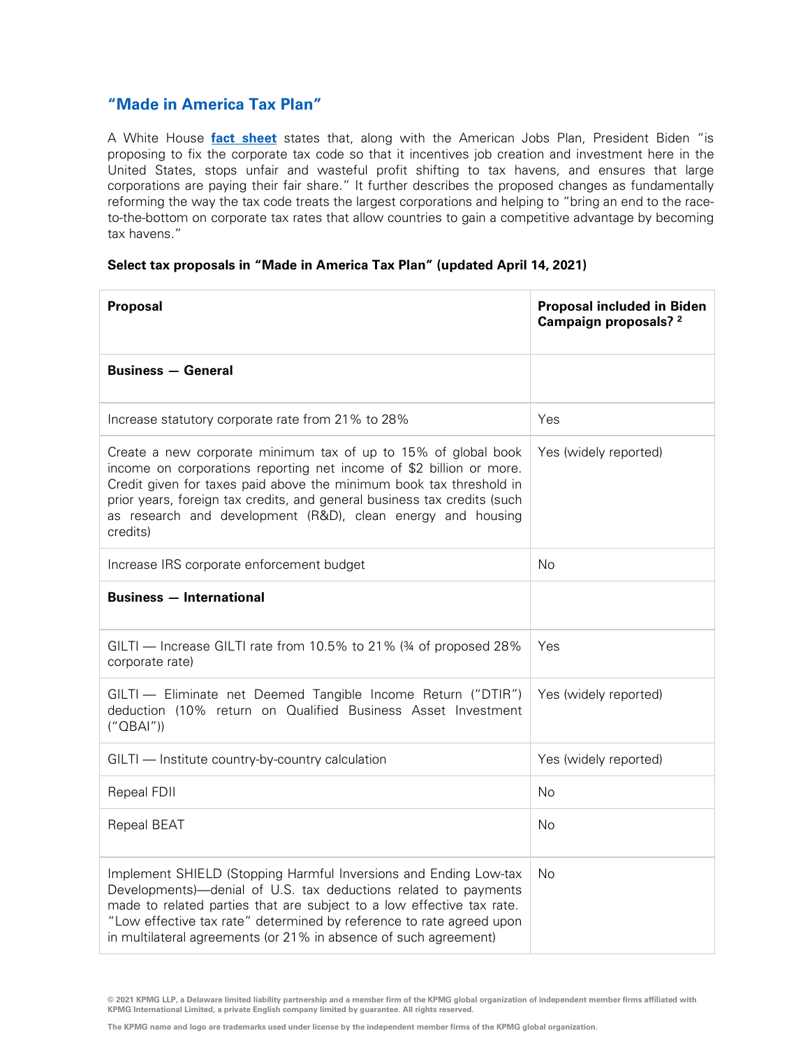## "Made in America Tax Plan"

A White House **fact sheet** states that, along with the American Jobs Plan, President Biden "is proposing to fix the corporate tax code so that it incentives job creation and investment here in the United States, stops unfair and wasteful profit shifting to tax havens, and ensures that large corporations are paying their fair share." It further describes the proposed changes as fundamentally reforming the way the tax code treats the largest corporations and helping to "bring an end to the race-to-the-bottom on corporate tax rates that allow countries to gain a competitive advantage by becoming tax havens."

**Select tax proposals in "Made in America Tax Plan" (updated April 14, 2021)**

| Proposal | Proposal included in Biden Campaign proposals? [2] |
|---|---|
| **Business — General** | |
| Increase statutory corporate rate from 21% to 28% | Yes |
| Create a new corporate minimum tax of up to 15% of global book income on corporations reporting net income of $2 billion or more. Credit given for taxes paid above the minimum book tax threshold in prior years, foreign tax credits, and general business tax credits (such as research and development (R&D), clean energy and housing credits) | Yes (widely reported) |
| Increase IRS corporate enforcement budget | No |
| **Business — International** | |
| GILTI — Increase GILTI rate from 10.5% to 21% (¾ of proposed 28% corporate rate) | Yes |
| GILTI — Eliminate net Deemed Tangible Income Return ("DTIR") deduction (10% return on Qualified Business Asset Investment ("QBAI")) | Yes (widely reported) |
| GILTI — Institute country-by-country calculation | Yes (widely reported) |
| Repeal FDII | No |
| Repeal BEAT | No |
| Implement SHIELD (Stopping Harmful Inversions and Ending Low-tax Developments)—denial of U.S. tax deductions related to payments made to related parties that are subject to a low effective tax rate. "Low effective tax rate" determined by reference to rate agreed upon in multilateral agreements (or 21% in absence of such agreement) | No |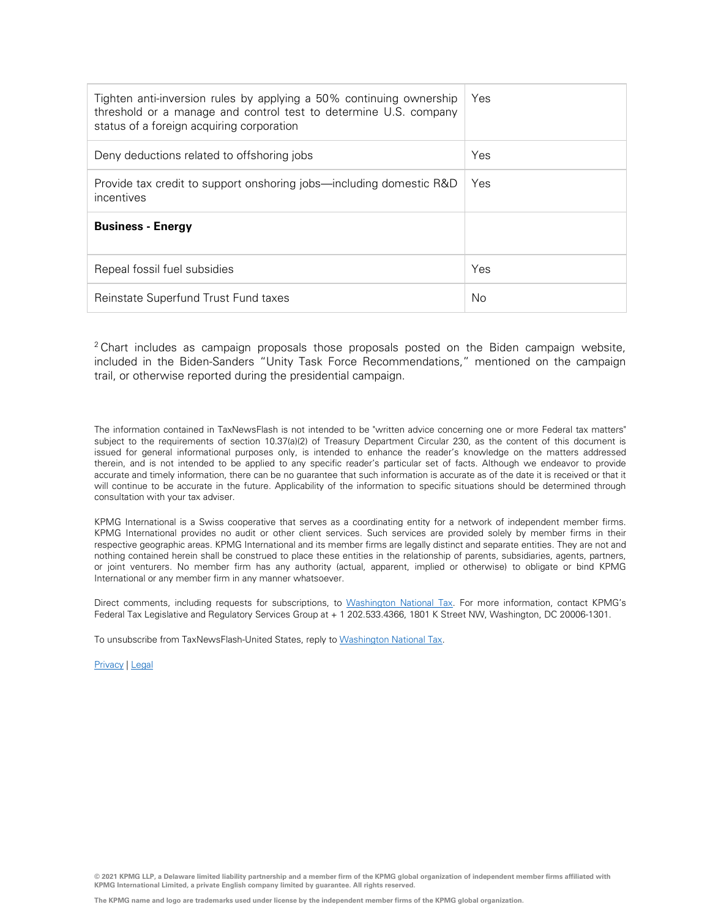| | |
|---|---|
| Tighten anti-inversion rules by applying a 50% continuing ownership threshold or a manage and control test to determine U.S. company status of a foreign acquiring corporation | Yes |
| Deny deductions related to offshoring jobs | Yes |
| Provide tax credit to support onshoring jobs—including domestic R&D incentives | Yes |
| **Business - Energy** | |
| Repeal fossil fuel subsidies | Yes |
| Reinstate Superfund Trust Fund taxes | No |

[2] Chart includes as campaign proposals those proposals posted on the Biden campaign website, included in the Biden-Sanders "Unity Task Force Recommendations," mentioned on the campaign trail, or otherwise reported during the presidential campaign.

The information contained in TaxNewsFlash is not intended to be "written advice concerning one or more Federal tax matters" subject to the requirements of section 10.37(a)(2) of Treasury Department Circular 230, as the content of this document is issued for general informational purposes only, is intended to enhance the reader's knowledge on the matters addressed therein, and is not intended to be applied to any specific reader's particular set of facts. Although we endeavor to provide accurate and timely information, there can be no guarantee that such information is accurate as of the date it is received or that it will continue to be accurate in the future. Applicability of the information to specific situations should be determined through consultation with your tax adviser.

KPMG International is a Swiss cooperative that serves as a coordinating entity for a network of independent member firms. KPMG International provides no audit or other client services. Such services are provided solely by member firms in their respective geographic areas. KPMG International and its member firms are legally distinct and separate entities. They are not and nothing contained herein shall be construed to place these entities in the relationship of parents, subsidiaries, agents, partners, or joint venturers. No member firm has any authority (actual, apparent, implied or otherwise) to obligate or bind KPMG International or any member firm in any manner whatsoever.

Direct comments, including requests for subscriptions, to Washington National Tax. For more information, contact KPMG's Federal Tax Legislative and Regulatory Services Group at + 1 202.533.4366, 1801 K Street NW, Washington, DC 20006-1301.

To unsubscribe from TaxNewsFlash-United States, reply to Washington National Tax.

Privacy | Legal

**© 2021 KPMG LLP, a Delaware limited liability partnership and a member firm of the KPMG global organization of independent member firms affiliated with KPMG International Limited, a private English company limited by guarantee. All rights reserved.**

**The KPMG name and logo are trademarks used under license by the independent member firms of the KPMG global organization.**